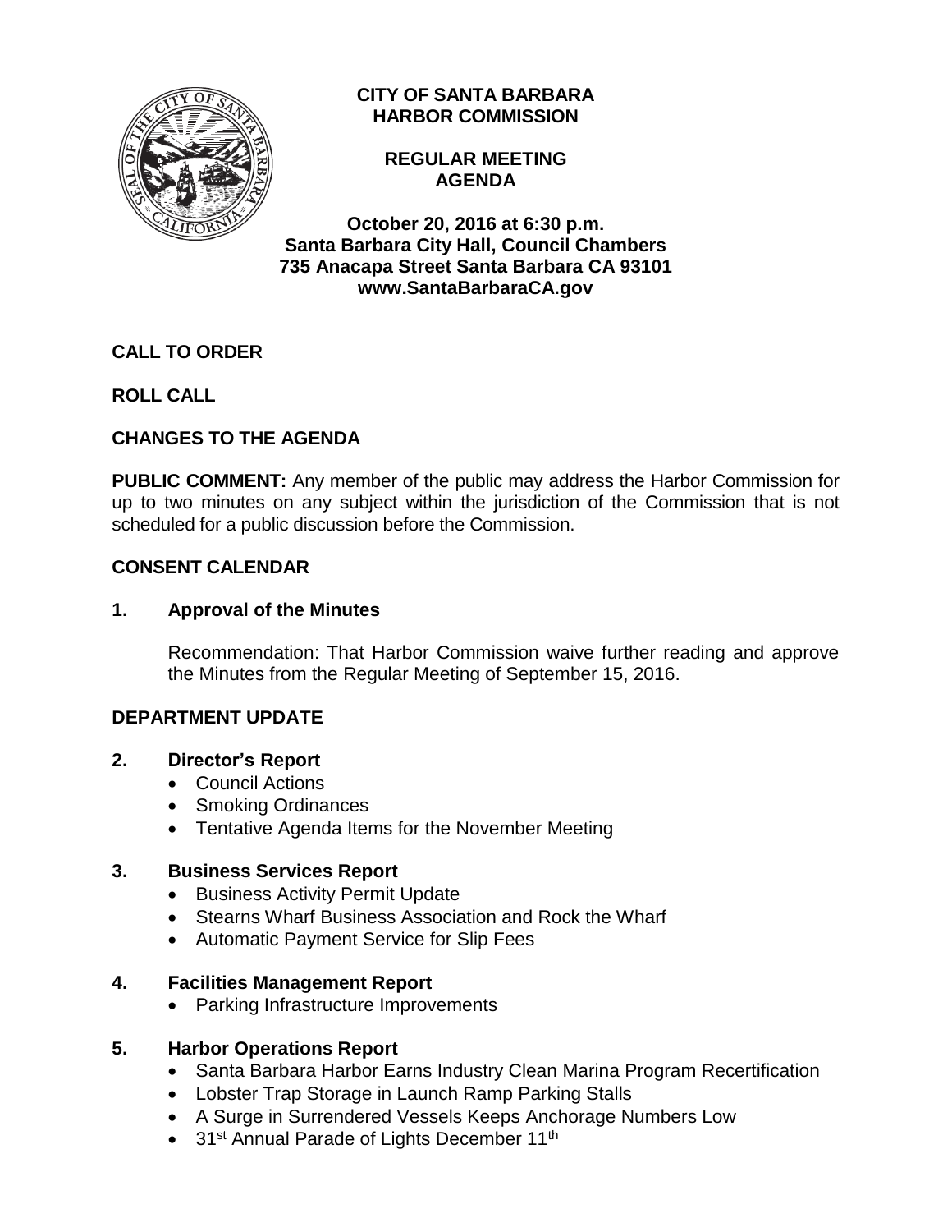# CITY OF SANTA BARBARA HARBOR COMMISSION

## REGULAR MEETING AGENDA

**October 20, 2016 at 6:30 p.m.**
**Santa Barbara City Hall, Council Chambers**
**735 Anacapa Street Santa Barbara CA 93101**
**www.SantaBarbaraCA.gov**

## CALL TO ORDER

## ROLL CALL

## CHANGES TO THE AGENDA

**PUBLIC COMMENT:** Any member of the public may address the Harbor Commission for up to two minutes on any subject within the jurisdiction of the Commission that is not scheduled for a public discussion before the Commission.

## CONSENT CALENDAR

### 1. Approval of the Minutes

Recommendation: That Harbor Commission waive further reading and approve the Minutes from the Regular Meeting of September 15, 2016.

## DEPARTMENT UPDATE

### 2. Director's Report

- Council Actions
- Smoking Ordinances
- Tentative Agenda Items for the November Meeting

### 3. Business Services Report

- Business Activity Permit Update
- Stearns Wharf Business Association and Rock the Wharf
- Automatic Payment Service for Slip Fees

### 4. Facilities Management Report

- Parking Infrastructure Improvements

### 5. Harbor Operations Report

- Santa Barbara Harbor Earns Industry Clean Marina Program Recertification
- Lobster Trap Storage in Launch Ramp Parking Stalls
- A Surge in Surrendered Vessels Keeps Anchorage Numbers Low
- 31st Annual Parade of Lights December 11th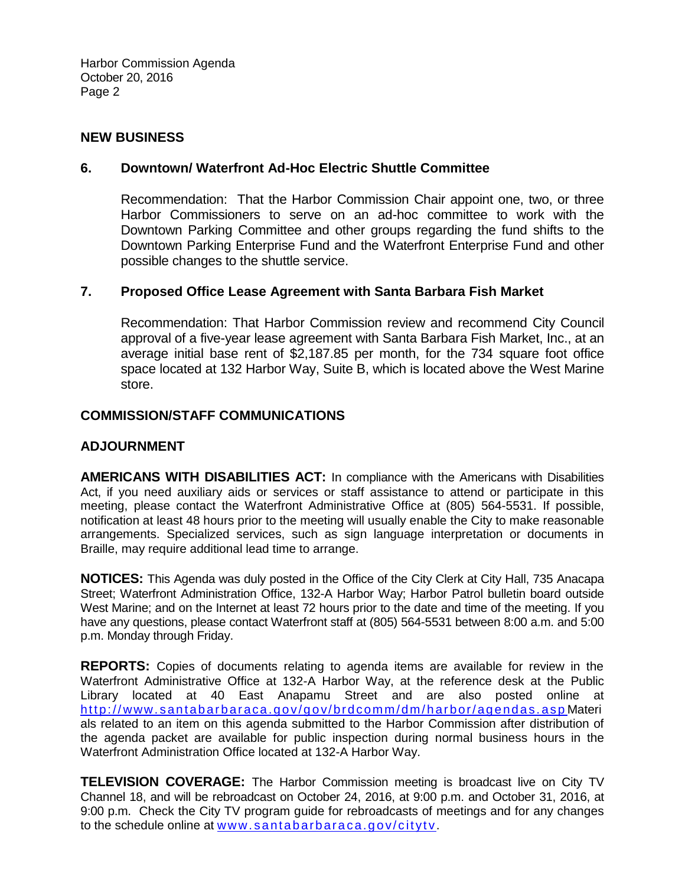## NEW BUSINESS

### 6. Downtown/ Waterfront Ad-Hoc Electric Shuttle Committee

Recommendation: That the Harbor Commission Chair appoint one, two, or three Harbor Commissioners to serve on an ad-hoc committee to work with the Downtown Parking Committee and other groups regarding the fund shifts to the Downtown Parking Enterprise Fund and the Waterfront Enterprise Fund and other possible changes to the shuttle service.

### 7. Proposed Office Lease Agreement with Santa Barbara Fish Market

Recommendation: That Harbor Commission review and recommend City Council approval of a five-year lease agreement with Santa Barbara Fish Market, Inc., at an average initial base rent of $2,187.85 per month, for the 734 square foot office space located at 132 Harbor Way, Suite B, which is located above the West Marine store.

## COMMISSION/STAFF COMMUNICATIONS

## ADJOURNMENT

**AMERICANS WITH DISABILITIES ACT:** In compliance with the Americans with Disabilities Act, if you need auxiliary aids or services or staff assistance to attend or participate in this meeting, please contact the Waterfront Administrative Office at (805) 564-5531. If possible, notification at least 48 hours prior to the meeting will usually enable the City to make reasonable arrangements. Specialized services, such as sign language interpretation or documents in Braille, may require additional lead time to arrange.

**NOTICES:** This Agenda was duly posted in the Office of the City Clerk at City Hall, 735 Anacapa Street; Waterfront Administration Office, 132-A Harbor Way; Harbor Patrol bulletin board outside West Marine; and on the Internet at least 72 hours prior to the date and time of the meeting. If you have any questions, please contact Waterfront staff at (805) 564-5531 between 8:00 a.m. and 5:00 p.m. Monday through Friday.

**REPORTS:** Copies of documents relating to agenda items are available for review in the Waterfront Administrative Office at 132-A Harbor Way, at the reference desk at the Public Library located at 40 East Anapamu Street and are also posted online at http://www.santabarbaraca.gov/gov/brdcomm/dm/harbor/agendas.asp Materials related to an item on this agenda submitted to the Harbor Commission after distribution of the agenda packet are available for public inspection during normal business hours in the Waterfront Administration Office located at 132-A Harbor Way.

**TELEVISION COVERAGE:** The Harbor Commission meeting is broadcast live on City TV Channel 18, and will be rebroadcast on October 24, 2016, at 9:00 p.m. and October 31, 2016, at 9:00 p.m. Check the City TV program guide for rebroadcasts of meetings and for any changes to the schedule online at www.santabarbaraca.gov/citytv.